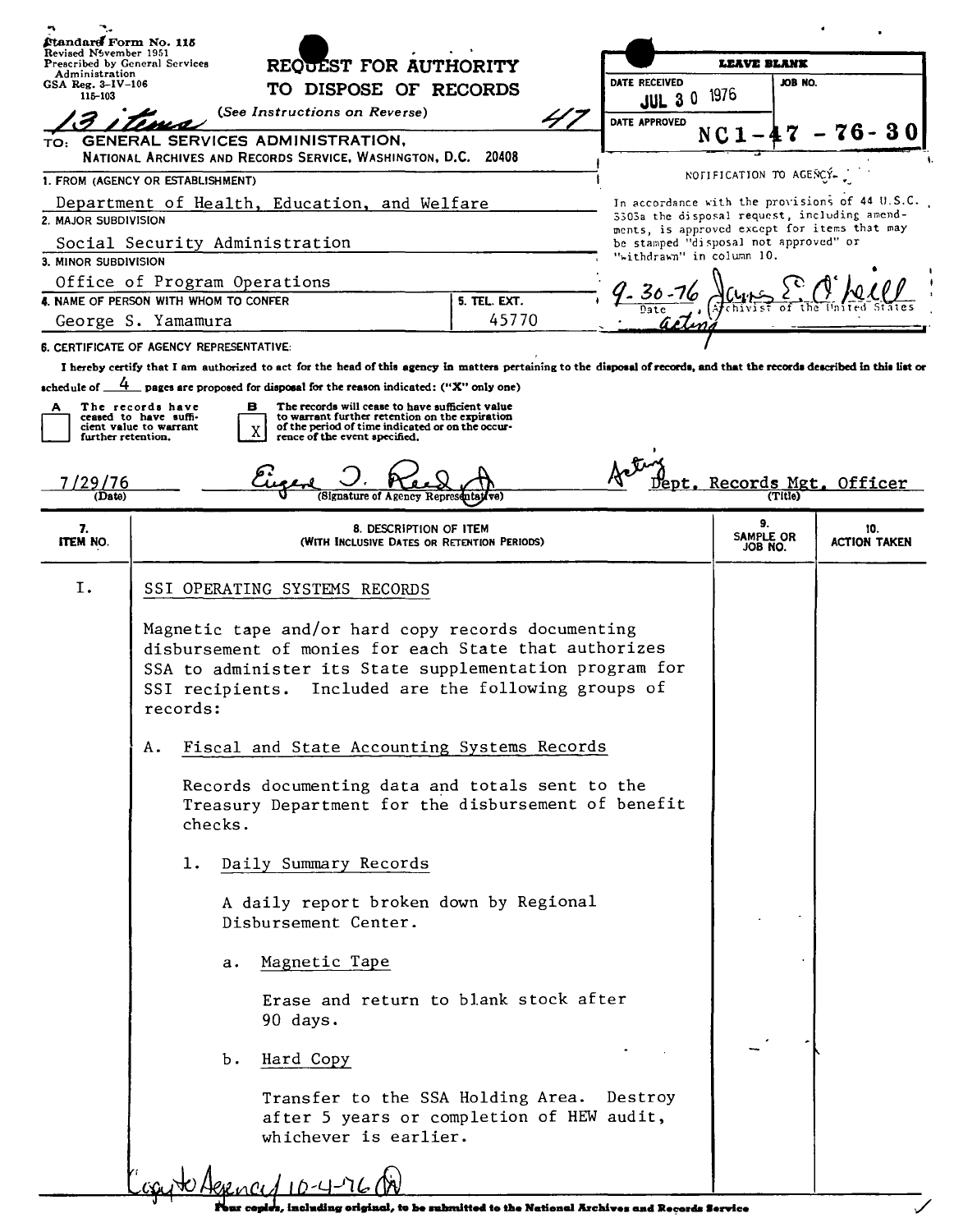Standard Form No. 115
Revised November 1951
Prescribed by General Services Administration
GSA Reg. 3-IV-106
115-103

# REQUEST FOR AUTHORITY TO DISPOSE OF RECORDS

*(See Instructions on Reverse)*

13 items — 47

TO: GENERAL SERVICES ADMINISTRATION,
NATIONAL ARCHIVES AND RECORDS SERVICE, WASHINGTON, D.C. 20408

| LEAVE BLANK | |
|---|---|
| DATE RECEIVED: JUL 30 1976 | JOB NO. |
| DATE APPROVED | NC1-47-76-30 |

NOTIFICATION TO AGENCY

In accordance with the provisions of 44 U.S.C. 3303a the disposal request, including amendments, is approved except for items that may be stamped "disposal not approved" or "withdrawn" in column 10.

9-30-76 — James E. O'Neill, Acting Archivist of the United States
Date

1. FROM (AGENCY OR ESTABLISHMENT)
Department of Health, Education, and Welfare

2. MAJOR SUBDIVISION
Social Security Administration

3. MINOR SUBDIVISION
Office of Program Operations

4. NAME OF PERSON WITH WHOM TO CONFER: George S. Yamamura
5. TEL. EXT.: 45770

6. CERTIFICATE OF AGENCY REPRESENTATIVE:

I hereby certify that I am authorized to act for the head of this agency in matters pertaining to the disposal of records, and that the records described in this list or schedule of 4 pages are proposed for disposal for the reason indicated: ("X" only one)

- [ ] A The records have ceased to have sufficient value to warrant further retention.
- [X] B The records will cease to have sufficient value to warrant further retention on the expiration of the period of time indicated or on the occurrence of the event specified.

7/29/76 (Date) — Eugene J. Reed, Jr. (Signature of Agency Representative) — Acting Dept. Records Mgt. Officer (Title)

| 7. ITEM NO. | 8. DESCRIPTION OF ITEM (WITH INCLUSIVE DATES OR RETENTION PERIODS) | 9. SAMPLE OR JOB NO. | 10. ACTION TAKEN |
|---|---|---|---|
| I. | SSI OPERATING SYSTEMS RECORDS | | |
| | Magnetic tape and/or hard copy records documenting disbursement of monies for each State that authorizes SSA to administer its State supplementation program for SSI recipients. Included are the following groups of records: | | |
| | A. Fiscal and State Accounting Systems Records | | |
| | Records documenting data and totals sent to the Treasury Department for the disbursement of benefit checks. | | |
| | 1. Daily Summary Records | | |
| | A daily report broken down by Regional Disbursement Center. | | |
| | a. Magnetic Tape | | |
| | Erase and return to blank stock after 90 days. | | |
| | b. Hard Copy | | |
| | Transfer to the SSA Holding Area. Destroy after 5 years or completion of HEW audit, whichever is earlier. | | |

Copy to Agency 10-4-76

Four copies, including original, to be submitted to the National Archives and Records Service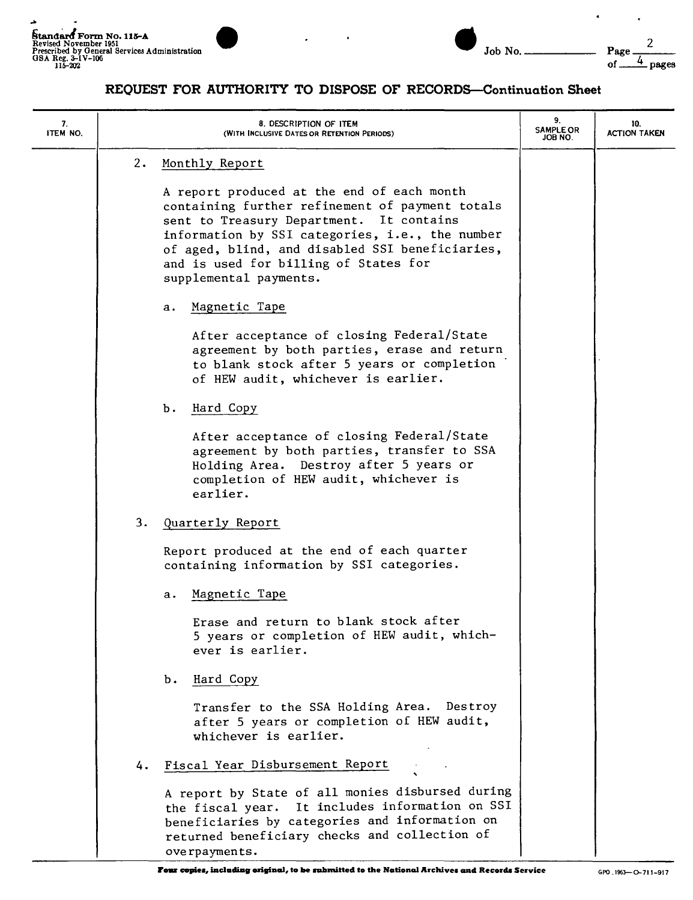# REQUEST FOR AUTHORITY TO DISPOSE OF RECORDS—Continuation Sheet

| 7. ITEM NO. | 8. DESCRIPTION OF ITEM (WITH INCLUSIVE DATES OR RETENTION PERIODS) | 9. SAMPLE OR JOB NO. | 10. ACTION TAKEN |
|---|---|---|---|
| | 2. Monthly Report | | |

2. Monthly Report

A report produced at the end of each month containing further refinement of payment totals sent to Treasury Department. It contains information by SSI categories, i.e., the number of aged, blind, and disabled SSI beneficiaries, and is used for billing of States for supplemental payments.

a. Magnetic Tape

After acceptance of closing Federal/State agreement by both parties, erase and return to blank stock after 5 years or completion of HEW audit, whichever is earlier.

b. Hard Copy

After acceptance of closing Federal/State agreement by both parties, transfer to SSA Holding Area. Destroy after 5 years or completion of HEW audit, whichever is earlier.

3. Quarterly Report

Report produced at the end of each quarter containing information by SSI categories.

a. Magnetic Tape

Erase and return to blank stock after 5 years or completion of HEW audit, whichever is earlier.

b. Hard Copy

Transfer to the SSA Holding Area. Destroy after 5 years or completion of HEW audit, whichever is earlier.

4. Fiscal Year Disbursement Report

A report by State of all monies disbursed during the fiscal year. It includes information on SSI beneficiaries by categories and information on returned beneficiary checks and collection of overpayments.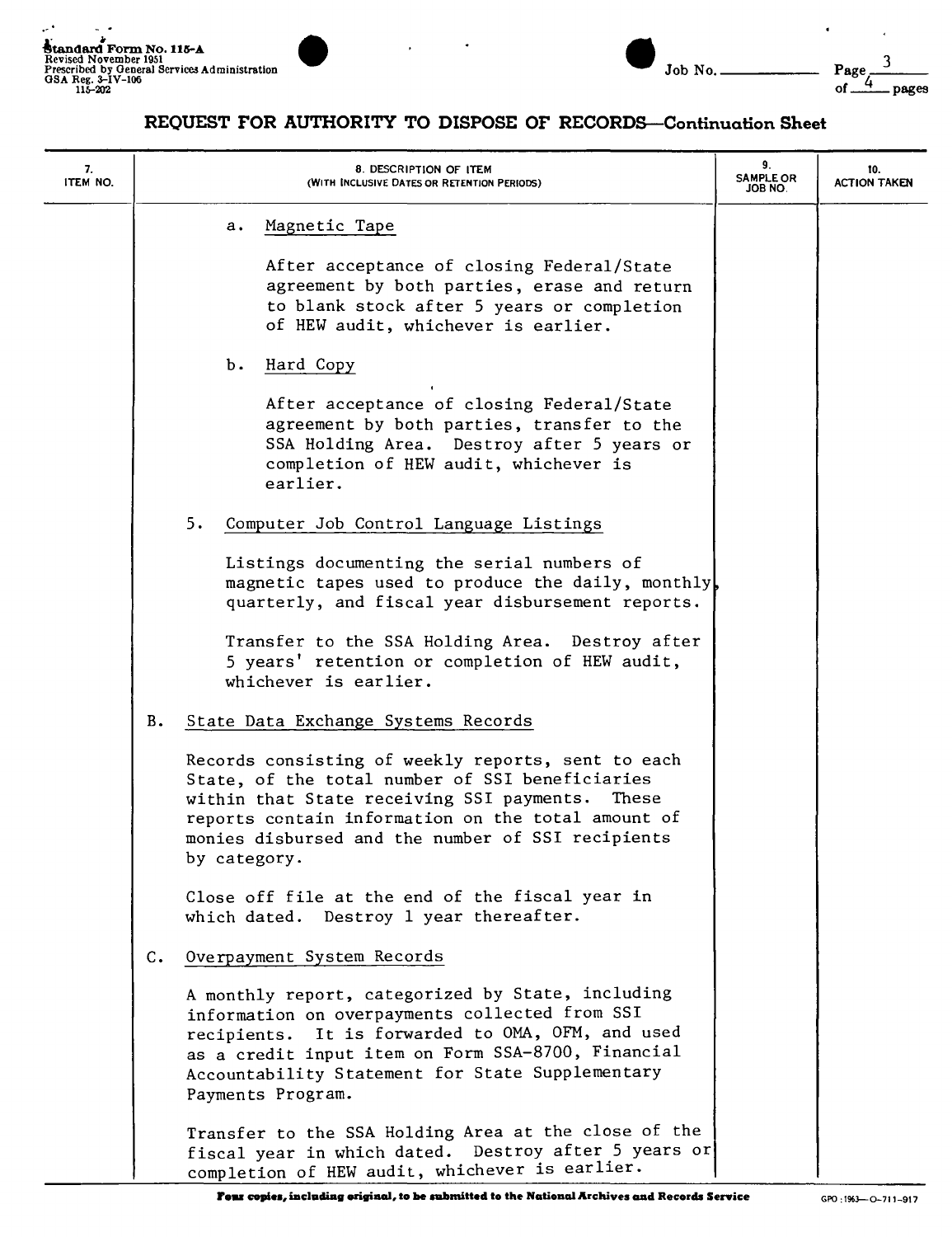# REQUEST FOR AUTHORITY TO DISPOSE OF RECORDS—Continuation Sheet

| 7. ITEM NO. | 8. DESCRIPTION OF ITEM (WITH INCLUSIVE DATES OR RETENTION PERIODS) | 9. SAMPLE OR JOB NO. | 10. ACTION TAKEN |
|---|---|---|---|
| | a. Magnetic Tape<br><br>After acceptance of closing Federal/State agreement by both parties, erase and return to blank stock after 5 years or completion of HEW audit, whichever is earlier.<br><br>b. Hard Copy<br><br>After acceptance of closing Federal/State agreement by both parties, transfer to the SSA Holding Area. Destroy after 5 years or completion of HEW audit, whichever is earlier.<br><br>5. Computer Job Control Language Listings<br><br>Listings documenting the serial numbers of magnetic tapes used to produce the daily, monthly, quarterly, and fiscal year disbursement reports.<br><br>Transfer to the SSA Holding Area. Destroy after 5 years' retention or completion of HEW audit, whichever is earlier.<br><br>B. State Data Exchange Systems Records<br><br>Records consisting of weekly reports, sent to each State, of the total number of SSI beneficiaries within that State receiving SSI payments. These reports contain information on the total amount of monies disbursed and the number of SSI recipients by category.<br><br>Close off file at the end of the fiscal year in which dated. Destroy 1 year thereafter.<br><br>C. Overpayment System Records<br><br>A monthly report, categorized by State, including information on overpayments collected from SSI recipients. It is forwarded to OMA, OFM, and used as a credit input item on Form SSA-8700, Financial Accountability Statement for State Supplementary Payments Program.<br><br>Transfer to the SSA Holding Area at the close of the fiscal year in which dated. Destroy after 5 years or completion of HEW audit, whichever is earlier. | | |

**Four copies, including original, to be submitted to the National Archives and Records Service**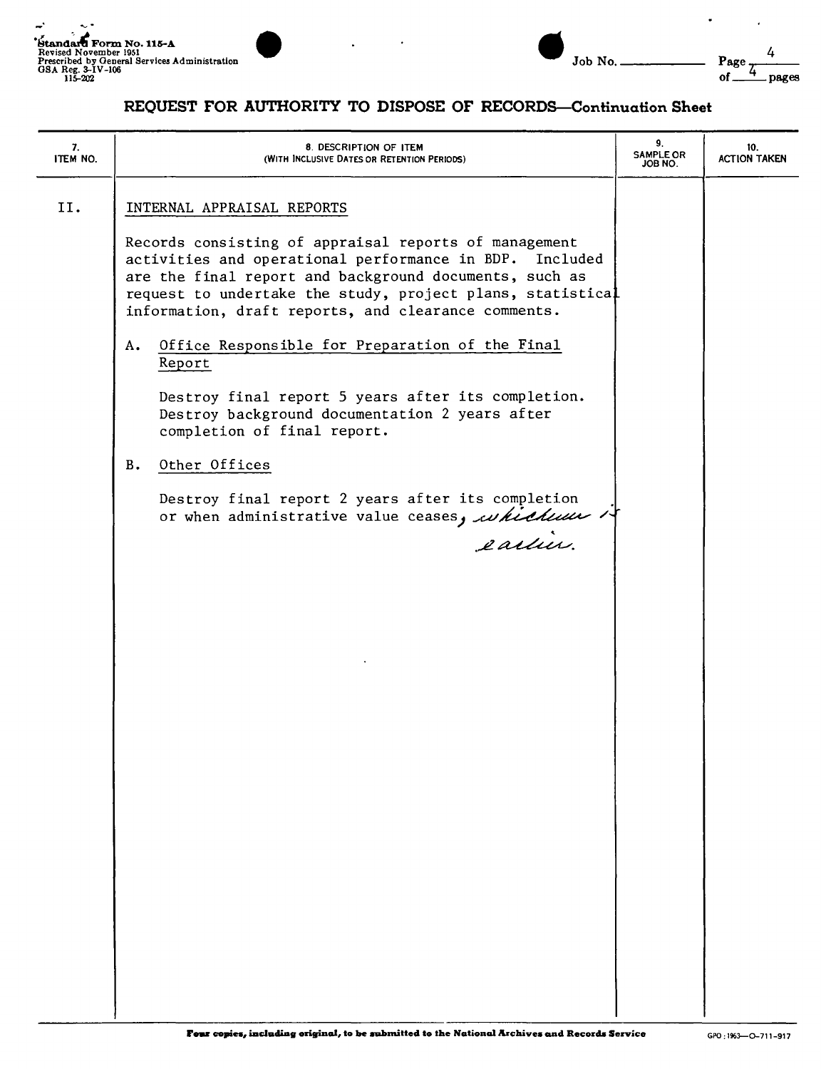Standard Form No. 115-A
Revised November 1951
Prescribed by General Services Administration
GSA Reg. 3-IV-106
115-202

Job No. \_\_\_\_\_\_\_\_

## REQUEST FOR AUTHORITY TO DISPOSE OF RECORDS—Continuation Sheet

| 7. ITEM NO. | 8. DESCRIPTION OF ITEM (WITH INCLUSIVE DATES OR RETENTION PERIODS) | 9. SAMPLE OR JOB NO. | 10. ACTION TAKEN |
|---|---|---|---|
| II. | INTERNAL APPRAISAL REPORTS<br><br>Records consisting of appraisal reports of management activities and operational performance in BDP. Included are the final report and background documents, such as request to undertake the study, project plans, statistical information, draft reports, and clearance comments.<br><br>A. <u>Office Responsible for Preparation of the Final Report</u><br><br>Destroy final report 5 years after its completion. Destroy background documentation 2 years after completion of final report.<br><br>B. <u>Other Offices</u><br><br>Destroy final report 2 years after its completion or when administrative value ceases, *whichever is earlier.* | | |

**Four copies, including original, to be submitted to the National Archives and Records Service**

GPO : 1963—O-711-917